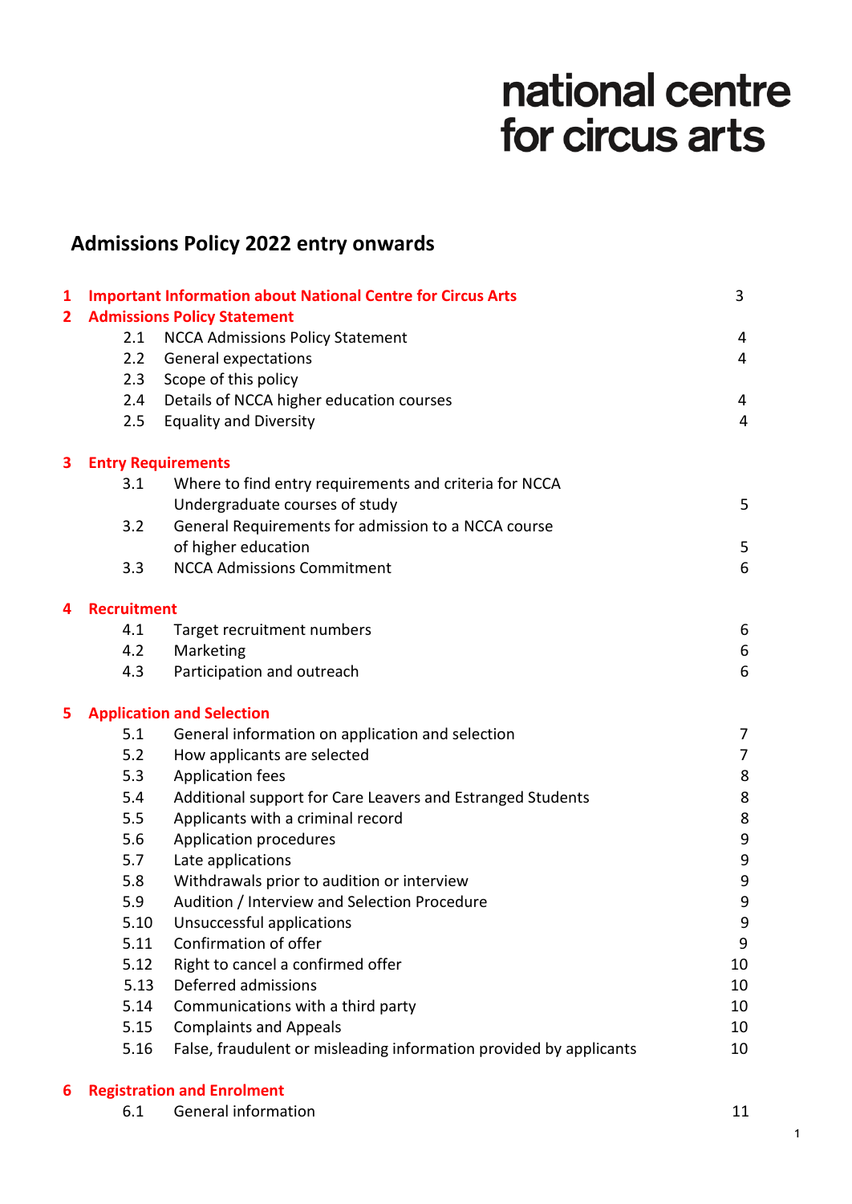national centre
for circus arts

# Admissions Policy 2022 entry onwards

| | | | |
|---|---|---|---|
| **1** | **Important Information about National Centre for Circus Arts** | | 3 |
| **2** | **Admissions Policy Statement** | | |
| | 2.1 | NCCA Admissions Policy Statement | 4 |
| | 2.2 | General expectations | 4 |
| | 2.3 | Scope of this policy | |
| | 2.4 | Details of NCCA higher education courses | 4 |
| | 2.5 | Equality and Diversity | 4 |
| **3** | **Entry Requirements** | | |
| | 3.1 | Where to find entry requirements and criteria for NCCA Undergraduate courses of study | 5 |
| | 3.2 | General Requirements for admission to a NCCA course of higher education | 5 |
| | 3.3 | NCCA Admissions Commitment | 6 |
| **4** | **Recruitment** | | |
| | 4.1 | Target recruitment numbers | 6 |
| | 4.2 | Marketing | 6 |
| | 4.3 | Participation and outreach | 6 |
| **5** | **Application and Selection** | | |
| | 5.1 | General information on application and selection | 7 |
| | 5.2 | How applicants are selected | 7 |
| | 5.3 | Application fees | 8 |
| | 5.4 | Additional support for Care Leavers and Estranged Students | 8 |
| | 5.5 | Applicants with a criminal record | 8 |
| | 5.6 | Application procedures | 9 |
| | 5.7 | Late applications | 9 |
| | 5.8 | Withdrawals prior to audition or interview | 9 |
| | 5.9 | Audition / Interview and Selection Procedure | 9 |
| | 5.10 | Unsuccessful applications | 9 |
| | 5.11 | Confirmation of offer | 9 |
| | 5.12 | Right to cancel a confirmed offer | 10 |
| | 5.13 | Deferred admissions | 10 |
| | 5.14 | Communications with a third party | 10 |
| | 5.15 | Complaints and Appeals | 10 |
| | 5.16 | False, fraudulent or misleading information provided by applicants | 10 |
| **6** | **Registration and Enrolment** | | |
| | 6.1 | General information | 11 |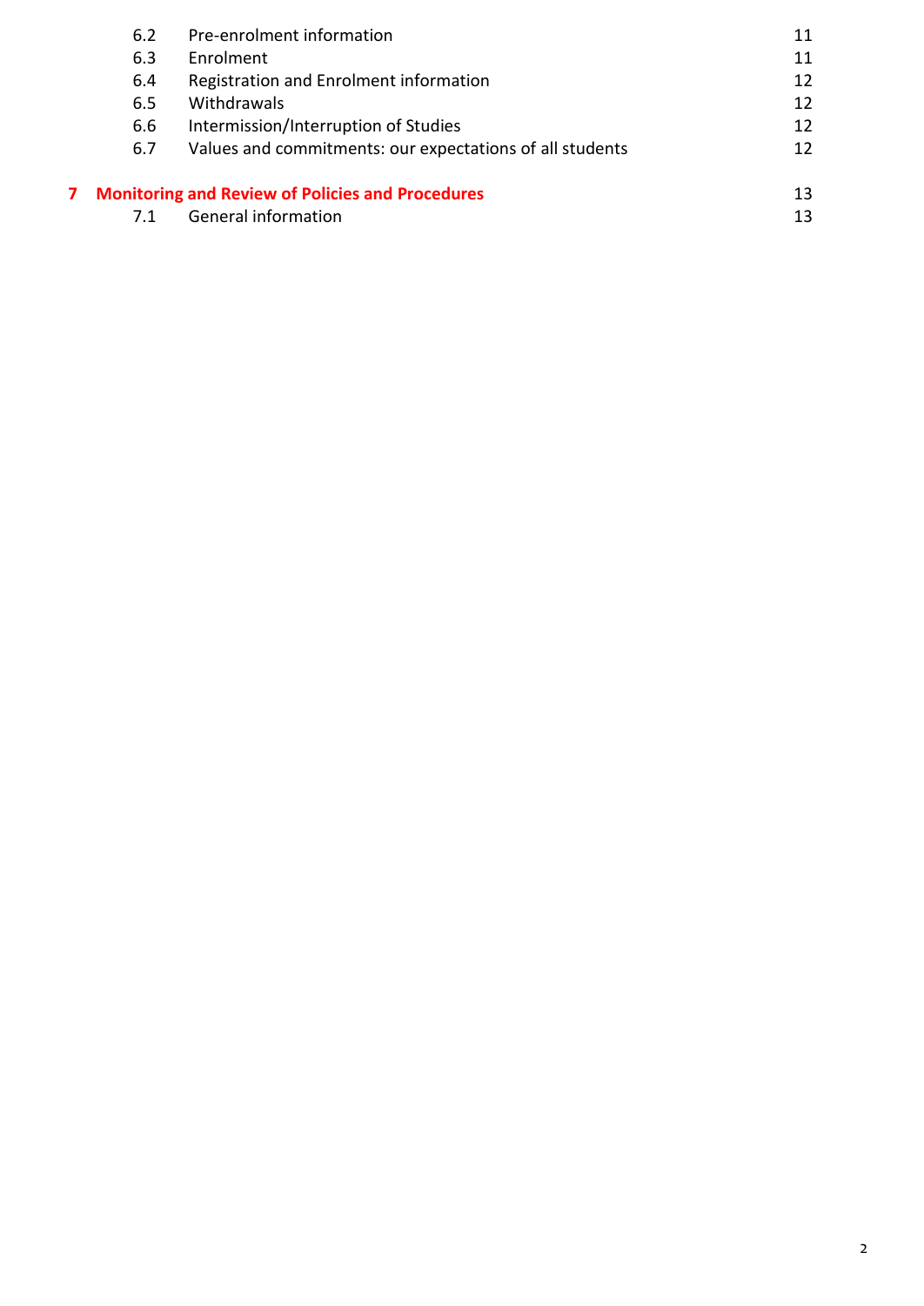| | | |
|---|---|---|
| 6.2 | Pre-enrolment information | 11 |
| 6.3 | Enrolment | 11 |
| 6.4 | Registration and Enrolment information | 12 |
| 6.5 | Withdrawals | 12 |
| 6.6 | Intermission/Interruption of Studies | 12 |
| 6.7 | Values and commitments: our expectations of all students | 12 |
| **7** | **Monitoring and Review of Policies and Procedures** | 13 |
| 7.1 | General information | 13 |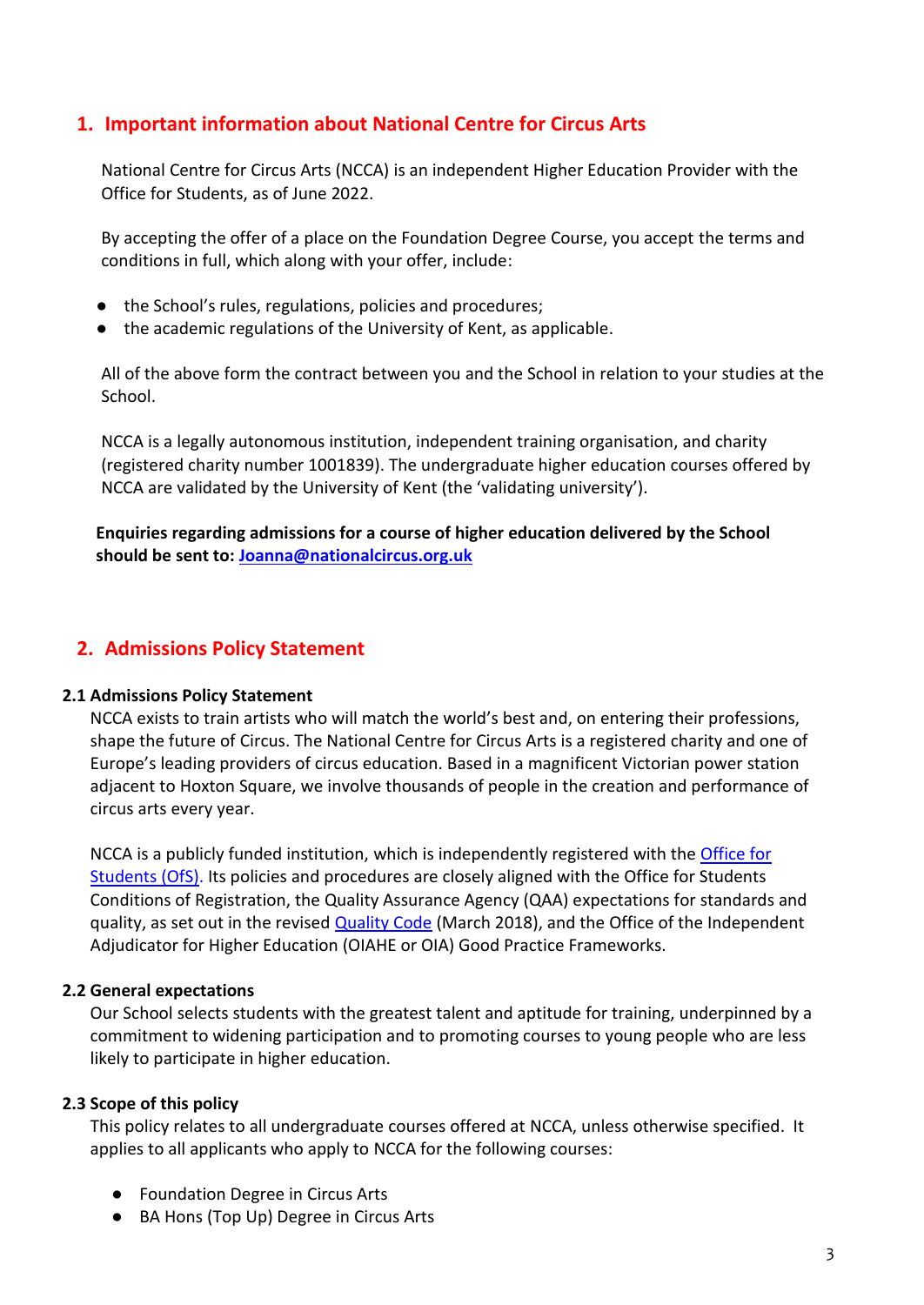## 1. Important information about National Centre for Circus Arts

National Centre for Circus Arts (NCCA) is an independent Higher Education Provider with the Office for Students, as of June 2022.

By accepting the offer of a place on the Foundation Degree Course, you accept the terms and conditions in full, which along with your offer, include:

- the School's rules, regulations, policies and procedures;
- the academic regulations of the University of Kent, as applicable.

All of the above form the contract between you and the School in relation to your studies at the School.

NCCA is a legally autonomous institution, independent training organisation, and charity (registered charity number 1001839). The undergraduate higher education courses offered by NCCA are validated by the University of Kent (the 'validating university').

**Enquiries regarding admissions for a course of higher education delivered by the School should be sent to: Joanna@nationalcircus.org.uk**

## 2. Admissions Policy Statement

### 2.1 Admissions Policy Statement

NCCA exists to train artists who will match the world's best and, on entering their professions, shape the future of Circus. The National Centre for Circus Arts is a registered charity and one of Europe's leading providers of circus education. Based in a magnificent Victorian power station adjacent to Hoxton Square, we involve thousands of people in the creation and performance of circus arts every year.

NCCA is a publicly funded institution, which is independently registered with the Office for Students (OfS). Its policies and procedures are closely aligned with the Office for Students Conditions of Registration, the Quality Assurance Agency (QAA) expectations for standards and quality, as set out in the revised Quality Code (March 2018), and the Office of the Independent Adjudicator for Higher Education (OIAHE or OIA) Good Practice Frameworks.

### 2.2 General expectations

Our School selects students with the greatest talent and aptitude for training, underpinned by a commitment to widening participation and to promoting courses to young people who are less likely to participate in higher education.

### 2.3 Scope of this policy

This policy relates to all undergraduate courses offered at NCCA, unless otherwise specified. It applies to all applicants who apply to NCCA for the following courses:

- Foundation Degree in Circus Arts
- BA Hons (Top Up) Degree in Circus Arts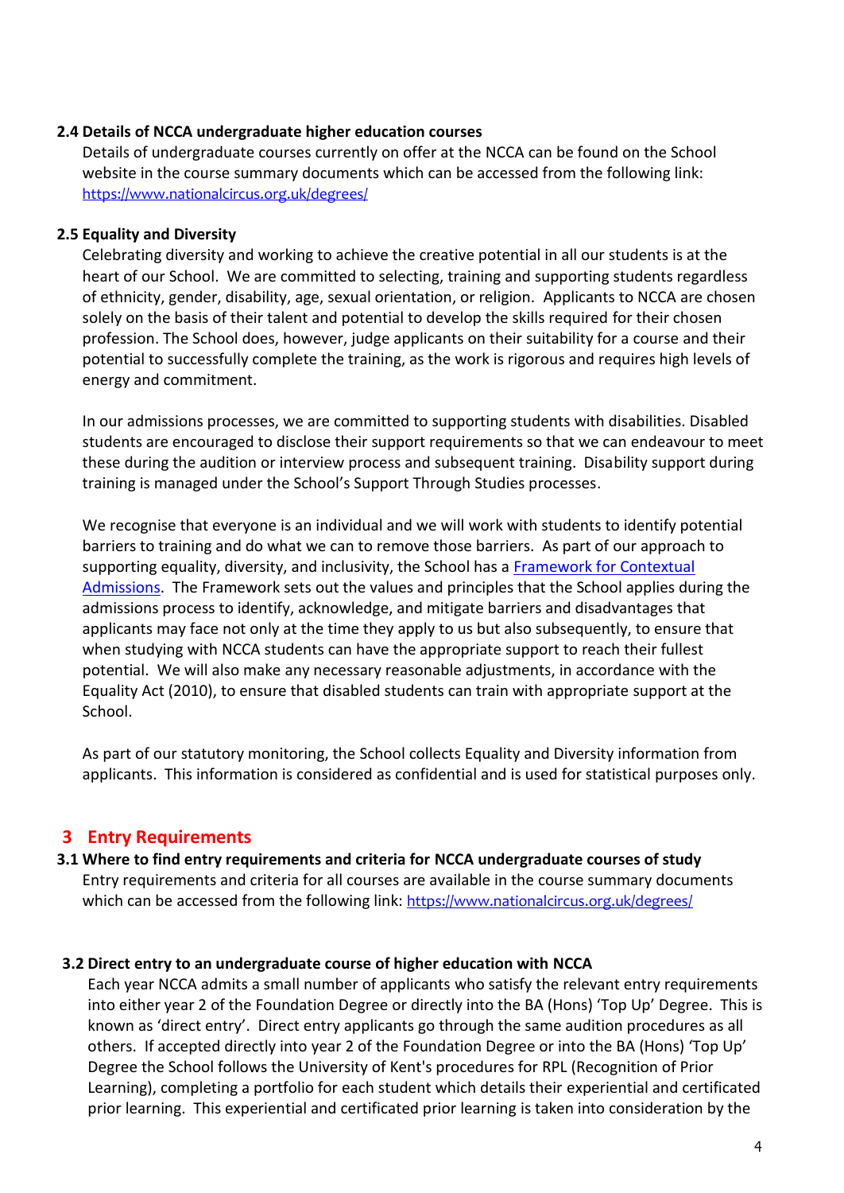### 2.4 Details of NCCA undergraduate higher education courses

Details of undergraduate courses currently on offer at the NCCA can be found on the School website in the course summary documents which can be accessed from the following link: [https://www.nationalcircus.org.uk/degrees/](https://www.nationalcircus.org.uk/degrees/)

### 2.5 Equality and Diversity

Celebrating diversity and working to achieve the creative potential in all our students is at the heart of our School. We are committed to selecting, training and supporting students regardless of ethnicity, gender, disability, age, sexual orientation, or religion. Applicants to NCCA are chosen solely on the basis of their talent and potential to develop the skills required for their chosen profession. The School does, however, judge applicants on their suitability for a course and their potential to successfully complete the training, as the work is rigorous and requires high levels of energy and commitment.

In our admissions processes, we are committed to supporting students with disabilities. Disabled students are encouraged to disclose their support requirements so that we can endeavour to meet these during the audition or interview process and subsequent training. Disability support during training is managed under the School's Support Through Studies processes.

We recognise that everyone is an individual and we will work with students to identify potential barriers to training and do what we can to remove those barriers. As part of our approach to supporting equality, diversity, and inclusivity, the School has a Framework for Contextual Admissions. The Framework sets out the values and principles that the School applies during the admissions process to identify, acknowledge, and mitigate barriers and disadvantages that applicants may face not only at the time they apply to us but also subsequently, to ensure that when studying with NCCA students can have the appropriate support to reach their fullest potential. We will also make any necessary reasonable adjustments, in accordance with the Equality Act (2010), to ensure that disabled students can train with appropriate support at the School.

As part of our statutory monitoring, the School collects Equality and Diversity information from applicants. This information is considered as confidential and is used for statistical purposes only.

## 3 Entry Requirements

### 3.1 Where to find entry requirements and criteria for NCCA undergraduate courses of study

Entry requirements and criteria for all courses are available in the course summary documents which can be accessed from the following link: [https://www.nationalcircus.org.uk/degrees/](https://www.nationalcircus.org.uk/degrees/)

### 3.2 Direct entry to an undergraduate course of higher education with NCCA

Each year NCCA admits a small number of applicants who satisfy the relevant entry requirements into either year 2 of the Foundation Degree or directly into the BA (Hons) 'Top Up' Degree. This is known as 'direct entry'. Direct entry applicants go through the same audition procedures as all others. If accepted directly into year 2 of the Foundation Degree or into the BA (Hons) 'Top Up' Degree the School follows the University of Kent's procedures for RPL (Recognition of Prior Learning), completing a portfolio for each student which details their experiential and certificated prior learning. This experiential and certificated prior learning is taken into consideration by the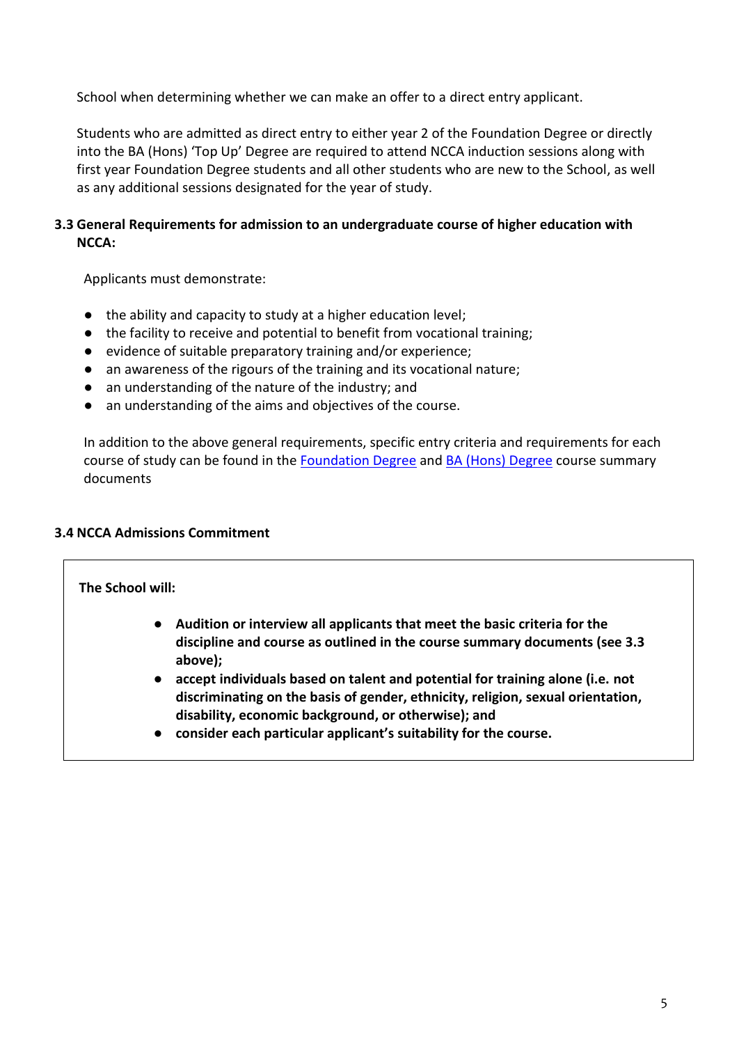School when determining whether we can make an offer to a direct entry applicant.

Students who are admitted as direct entry to either year 2 of the Foundation Degree or directly into the BA (Hons) 'Top Up' Degree are required to attend NCCA induction sessions along with first year Foundation Degree students and all other students who are new to the School, as well as any additional sessions designated for the year of study.

### 3.3 General Requirements for admission to an undergraduate course of higher education with NCCA:

Applicants must demonstrate:

- the ability and capacity to study at a higher education level;
- the facility to receive and potential to benefit from vocational training;
- evidence of suitable preparatory training and/or experience;
- an awareness of the rigours of the training and its vocational nature;
- an understanding of the nature of the industry; and
- an understanding of the aims and objectives of the course.

In addition to the above general requirements, specific entry criteria and requirements for each course of study can be found in the Foundation Degree and BA (Hons) Degree course summary documents

### 3.4 NCCA Admissions Commitment

**The School will:**

- **Audition or interview all applicants that meet the basic criteria for the discipline and course as outlined in the course summary documents (see 3.3 above);**
- **accept individuals based on talent and potential for training alone (i.e. not discriminating on the basis of gender, ethnicity, religion, sexual orientation, disability, economic background, or otherwise); and**
- **consider each particular applicant's suitability for the course.**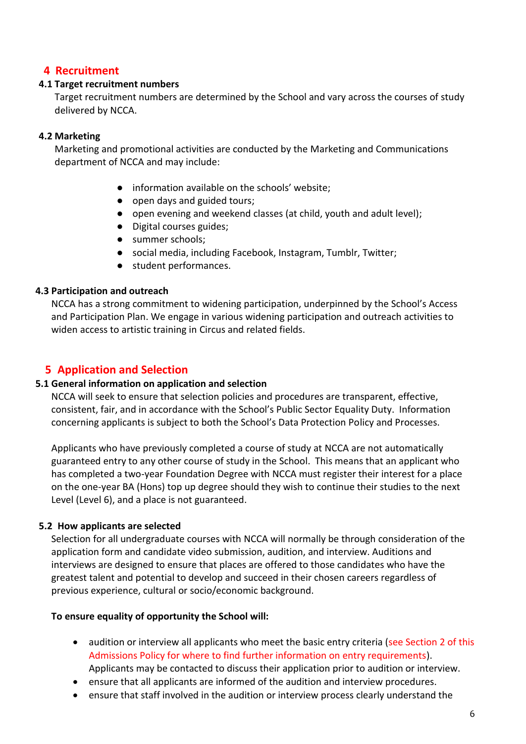# 4 Recruitment

## 4.1 Target recruitment numbers

Target recruitment numbers are determined by the School and vary across the courses of study delivered by NCCA.

## 4.2 Marketing

Marketing and promotional activities are conducted by the Marketing and Communications department of NCCA and may include:

- information available on the schools' website;
- open days and guided tours;
- open evening and weekend classes (at child, youth and adult level);
- Digital courses guides;
- summer schools;
- social media, including Facebook, Instagram, Tumblr, Twitter;
- student performances.

## 4.3 Participation and outreach

NCCA has a strong commitment to widening participation, underpinned by the School's Access and Participation Plan. We engage in various widening participation and outreach activities to widen access to artistic training in Circus and related fields.

# 5 Application and Selection

## 5.1 General information on application and selection

NCCA will seek to ensure that selection policies and procedures are transparent, effective, consistent, fair, and in accordance with the School's Public Sector Equality Duty. Information concerning applicants is subject to both the School's Data Protection Policy and Processes.

Applicants who have previously completed a course of study at NCCA are not automatically guaranteed entry to any other course of study in the School. This means that an applicant who has completed a two-year Foundation Degree with NCCA must register their interest for a place on the one-year BA (Hons) top up degree should they wish to continue their studies to the next Level (Level 6), and a place is not guaranteed.

## 5.2 How applicants are selected

Selection for all undergraduate courses with NCCA will normally be through consideration of the application form and candidate video submission, audition, and interview. Auditions and interviews are designed to ensure that places are offered to those candidates who have the greatest talent and potential to develop and succeed in their chosen careers regardless of previous experience, cultural or socio/economic background.

**To ensure equality of opportunity the School will:**

- audition or interview all applicants who meet the basic entry criteria (see Section 2 of this Admissions Policy for where to find further information on entry requirements). Applicants may be contacted to discuss their application prior to audition or interview.
- ensure that all applicants are informed of the audition and interview procedures.
- ensure that staff involved in the audition or interview process clearly understand the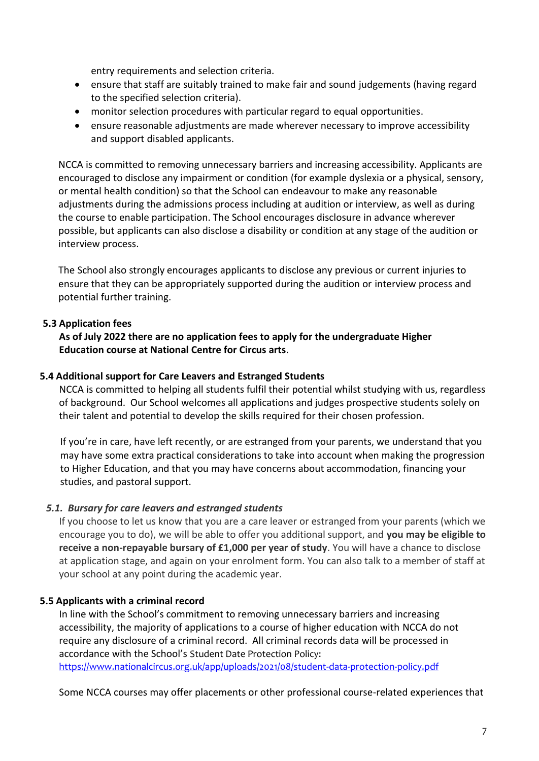entry requirements and selection criteria.

- ensure that staff are suitably trained to make fair and sound judgements (having regard to the specified selection criteria).
- monitor selection procedures with particular regard to equal opportunities.
- ensure reasonable adjustments are made wherever necessary to improve accessibility and support disabled applicants.

NCCA is committed to removing unnecessary barriers and increasing accessibility. Applicants are encouraged to disclose any impairment or condition (for example dyslexia or a physical, sensory, or mental health condition) so that the School can endeavour to make any reasonable adjustments during the admissions process including at audition or interview, as well as during the course to enable participation. The School encourages disclosure in advance wherever possible, but applicants can also disclose a disability or condition at any stage of the audition or interview process.

The School also strongly encourages applicants to disclose any previous or current injuries to ensure that they can be appropriately supported during the audition or interview process and potential further training.

### 5.3 Application fees

**As of July 2022 there are no application fees to apply for the undergraduate Higher Education course at National Centre for Circus arts**.

### 5.4 Additional support for Care Leavers and Estranged Students

NCCA is committed to helping all students fulfil their potential whilst studying with us, regardless of background. Our School welcomes all applications and judges prospective students solely on their talent and potential to develop the skills required for their chosen profession.

If you're in care, have left recently, or are estranged from your parents, we understand that you may have some extra practical considerations to take into account when making the progression to Higher Education, and that you may have concerns about accommodation, financing your studies, and pastoral support.

#### *5.1. Bursary for care leavers and estranged students*

If you choose to let us know that you are a care leaver or estranged from your parents (which we encourage you to do), we will be able to offer you additional support, and **you may be eligible to receive a non-repayable bursary of £1,000 per year of study**. You will have a chance to disclose at application stage, and again on your enrolment form. You can also talk to a member of staff at your school at any point during the academic year.

### 5.5 Applicants with a criminal record

In line with the School's commitment to removing unnecessary barriers and increasing accessibility, the majority of applications to a course of higher education with NCCA do not require any disclosure of a criminal record. All criminal records data will be processed in accordance with the School's Student Date Protection Policy: https://www.nationalcircus.org.uk/app/uploads/2021/08/student-data-protection-policy.pdf

Some NCCA courses may offer placements or other professional course-related experiences that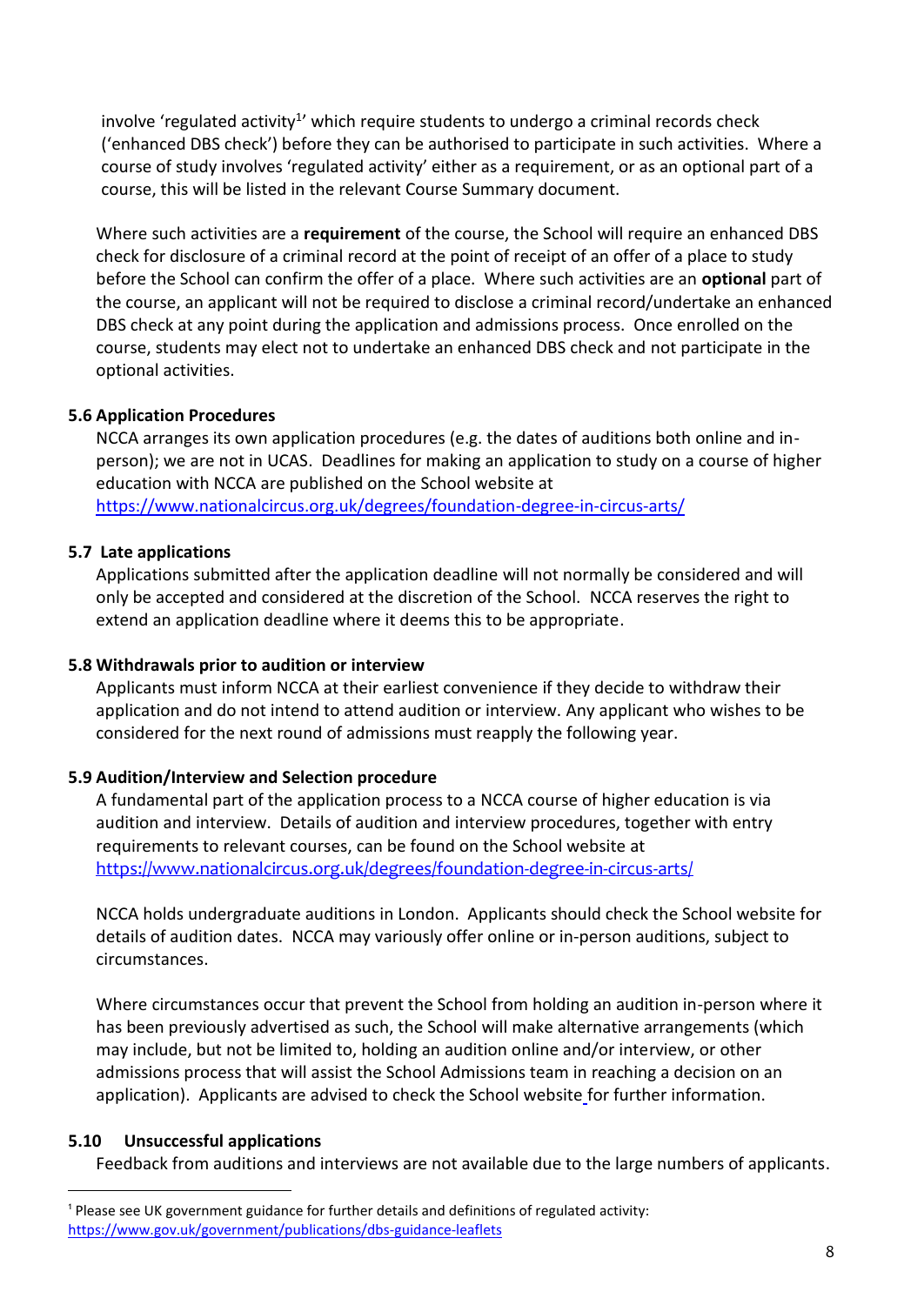involve 'regulated activity[1]' which require students to undergo a criminal records check ('enhanced DBS check') before they can be authorised to participate in such activities. Where a course of study involves 'regulated activity' either as a requirement, or as an optional part of a course, this will be listed in the relevant Course Summary document.

Where such activities are a **requirement** of the course, the School will require an enhanced DBS check for disclosure of a criminal record at the point of receipt of an offer of a place to study before the School can confirm the offer of a place. Where such activities are an **optional** part of the course, an applicant will not be required to disclose a criminal record/undertake an enhanced DBS check at any point during the application and admissions process. Once enrolled on the course, students may elect not to undertake an enhanced DBS check and not participate in the optional activities.

### 5.6 Application Procedures

NCCA arranges its own application procedures (e.g. the dates of auditions both online and in-person); we are not in UCAS. Deadlines for making an application to study on a course of higher education with NCCA are published on the School website at https://www.nationalcircus.org.uk/degrees/foundation-degree-in-circus-arts/

### 5.7 Late applications

Applications submitted after the application deadline will not normally be considered and will only be accepted and considered at the discretion of the School. NCCA reserves the right to extend an application deadline where it deems this to be appropriate.

### 5.8 Withdrawals prior to audition or interview

Applicants must inform NCCA at their earliest convenience if they decide to withdraw their application and do not intend to attend audition or interview. Any applicant who wishes to be considered for the next round of admissions must reapply the following year.

### 5.9 Audition/Interview and Selection procedure

A fundamental part of the application process to a NCCA course of higher education is via audition and interview. Details of audition and interview procedures, together with entry requirements to relevant courses, can be found on the School website at https://www.nationalcircus.org.uk/degrees/foundation-degree-in-circus-arts/

NCCA holds undergraduate auditions in London. Applicants should check the School website for details of audition dates. NCCA may variously offer online or in-person auditions, subject to circumstances.

Where circumstances occur that prevent the School from holding an audition in-person where it has been previously advertised as such, the School will make alternative arrangements (which may include, but not be limited to, holding an audition online and/or interview, or other admissions process that will assist the School Admissions team in reaching a decision on an application). Applicants are advised to check the School website for further information.

### 5.10 Unsuccessful applications

Feedback from auditions and interviews are not available due to the large numbers of applicants.

---

[1] Please see UK government guidance for further details and definitions of regulated activity: https://www.gov.uk/government/publications/dbs-guidance-leaflets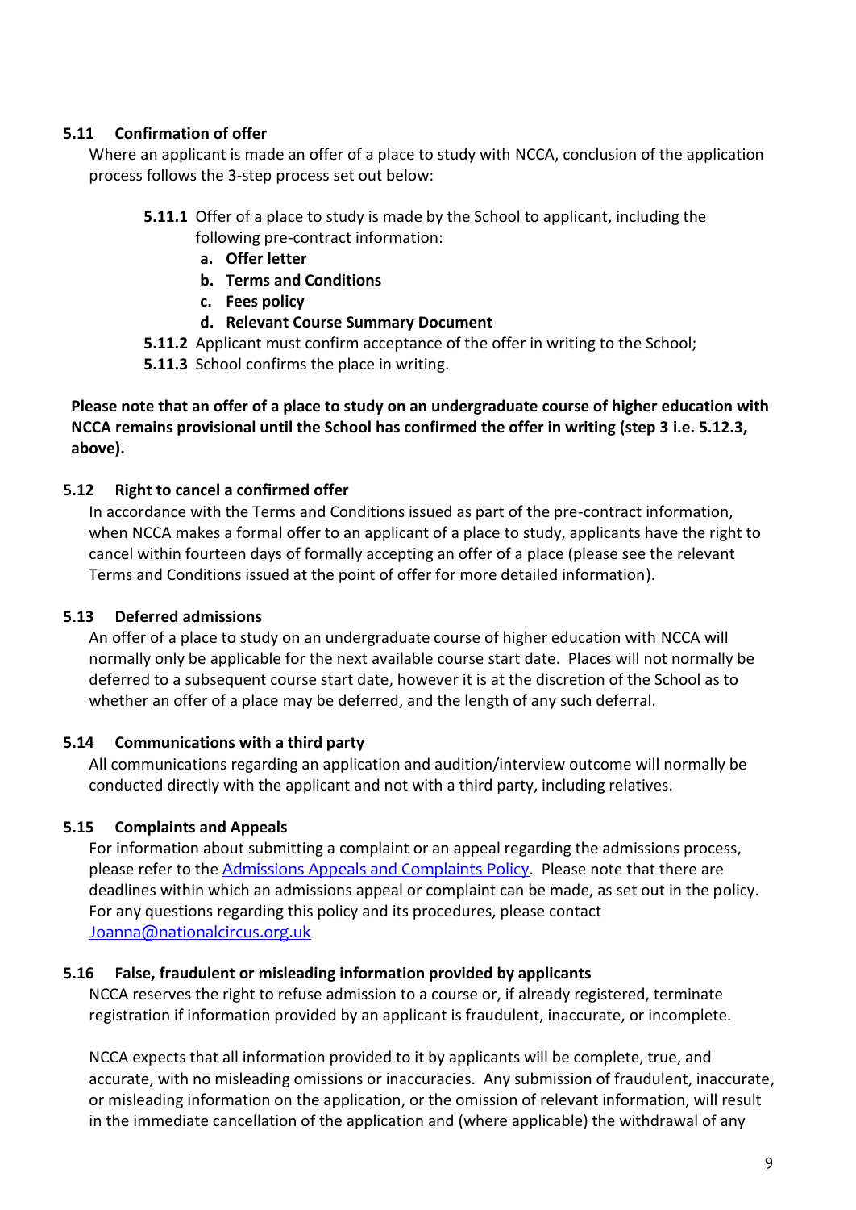### 5.11 Confirmation of offer

Where an applicant is made an offer of a place to study with NCCA, conclusion of the application process follows the 3-step process set out below:

**5.11.1** Offer of a place to study is made by the School to applicant, including the following pre-contract information:

a. **Offer letter**
b. **Terms and Conditions**
c. **Fees policy**
d. **Relevant Course Summary Document**

**5.11.2** Applicant must confirm acceptance of the offer in writing to the School;

**5.11.3** School confirms the place in writing.

**Please note that an offer of a place to study on an undergraduate course of higher education with NCCA remains provisional until the School has confirmed the offer in writing (step 3 i.e. 5.12.3, above).**

### 5.12 Right to cancel a confirmed offer

In accordance with the Terms and Conditions issued as part of the pre-contract information, when NCCA makes a formal offer to an applicant of a place to study, applicants have the right to cancel within fourteen days of formally accepting an offer of a place (please see the relevant Terms and Conditions issued at the point of offer for more detailed information).

### 5.13 Deferred admissions

An offer of a place to study on an undergraduate course of higher education with NCCA will normally only be applicable for the next available course start date. Places will not normally be deferred to a subsequent course start date, however it is at the discretion of the School as to whether an offer of a place may be deferred, and the length of any such deferral.

### 5.14 Communications with a third party

All communications regarding an application and audition/interview outcome will normally be conducted directly with the applicant and not with a third party, including relatives.

### 5.15 Complaints and Appeals

For information about submitting a complaint or an appeal regarding the admissions process, please refer to the [Admissions Appeals and Complaints Policy](). Please note that there are deadlines within which an admissions appeal or complaint can be made, as set out in the policy. For any questions regarding this policy and its procedures, please contact [Joanna@nationalcircus.org.uk](mailto:Joanna@nationalcircus.org.uk)

### 5.16 False, fraudulent or misleading information provided by applicants

NCCA reserves the right to refuse admission to a course or, if already registered, terminate registration if information provided by an applicant is fraudulent, inaccurate, or incomplete.

NCCA expects that all information provided to it by applicants will be complete, true, and accurate, with no misleading omissions or inaccuracies. Any submission of fraudulent, inaccurate, or misleading information on the application, or the omission of relevant information, will result in the immediate cancellation of the application and (where applicable) the withdrawal of any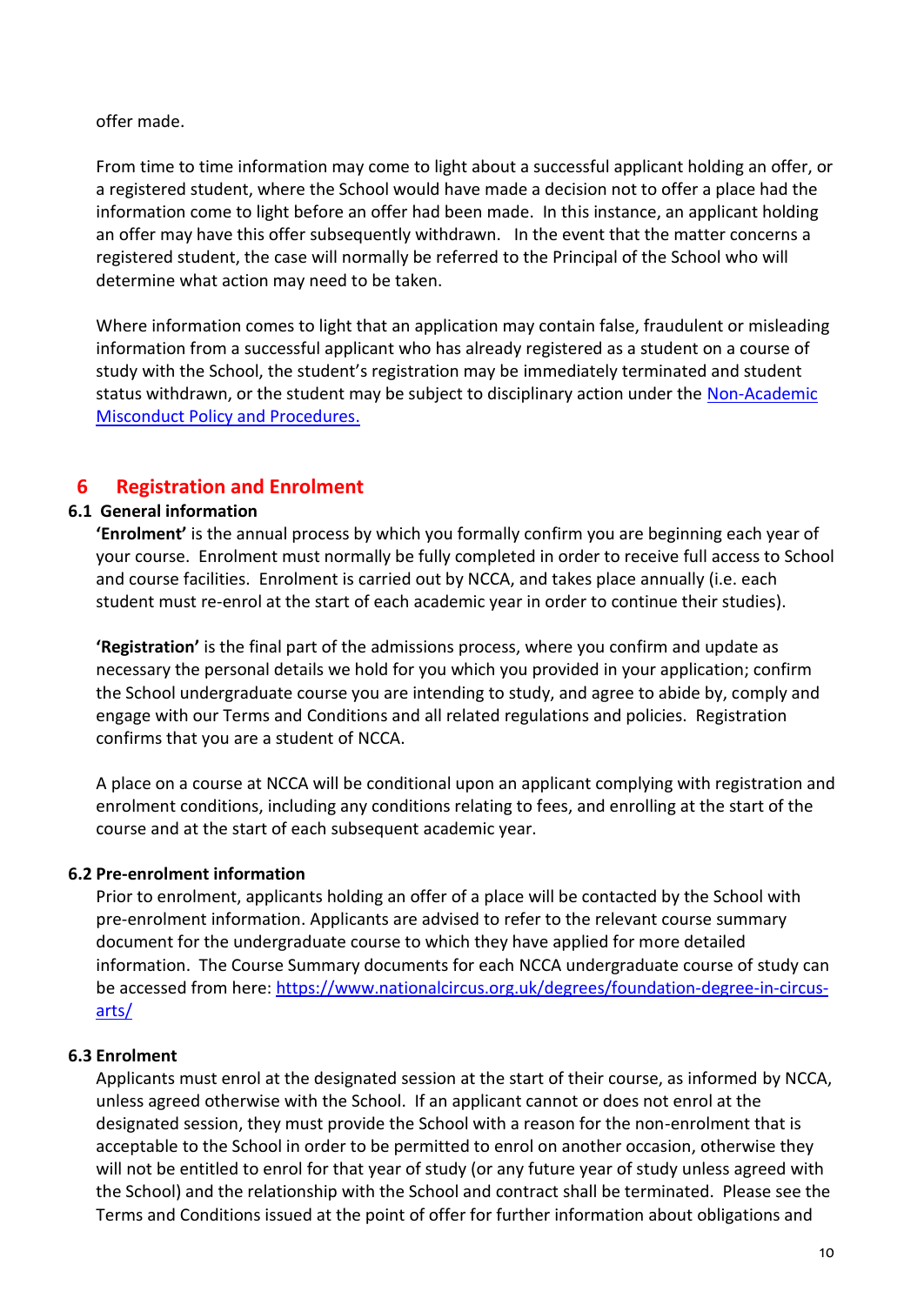offer made.

From time to time information may come to light about a successful applicant holding an offer, or a registered student, where the School would have made a decision not to offer a place had the information come to light before an offer had been made. In this instance, an applicant holding an offer may have this offer subsequently withdrawn. In the event that the matter concerns a registered student, the case will normally be referred to the Principal of the School who will determine what action may need to be taken.

Where information comes to light that an application may contain false, fraudulent or misleading information from a successful applicant who has already registered as a student on a course of study with the School, the student's registration may be immediately terminated and student status withdrawn, or the student may be subject to disciplinary action under the [Non-Academic Misconduct Policy and Procedures.]()

## 6 Registration and Enrolment

### 6.1 General information

**'Enrolment'** is the annual process by which you formally confirm you are beginning each year of your course. Enrolment must normally be fully completed in order to receive full access to School and course facilities. Enrolment is carried out by NCCA, and takes place annually (i.e. each student must re-enrol at the start of each academic year in order to continue their studies).

**'Registration'** is the final part of the admissions process, where you confirm and update as necessary the personal details we hold for you which you provided in your application; confirm the School undergraduate course you are intending to study, and agree to abide by, comply and engage with our Terms and Conditions and all related regulations and policies. Registration confirms that you are a student of NCCA.

A place on a course at NCCA will be conditional upon an applicant complying with registration and enrolment conditions, including any conditions relating to fees, and enrolling at the start of the course and at the start of each subsequent academic year.

### 6.2 Pre-enrolment information

Prior to enrolment, applicants holding an offer of a place will be contacted by the School with pre-enrolment information. Applicants are advised to refer to the relevant course summary document for the undergraduate course to which they have applied for more detailed information. The Course Summary documents for each NCCA undergraduate course of study can be accessed from here: [https://www.nationalcircus.org.uk/degrees/foundation-degree-in-circus-arts/](https://www.nationalcircus.org.uk/degrees/foundation-degree-in-circus-arts/)

### 6.3 Enrolment

Applicants must enrol at the designated session at the start of their course, as informed by NCCA, unless agreed otherwise with the School. If an applicant cannot or does not enrol at the designated session, they must provide the School with a reason for the non-enrolment that is acceptable to the School in order to be permitted to enrol on another occasion, otherwise they will not be entitled to enrol for that year of study (or any future year of study unless agreed with the School) and the relationship with the School and contract shall be terminated. Please see the Terms and Conditions issued at the point of offer for further information about obligations and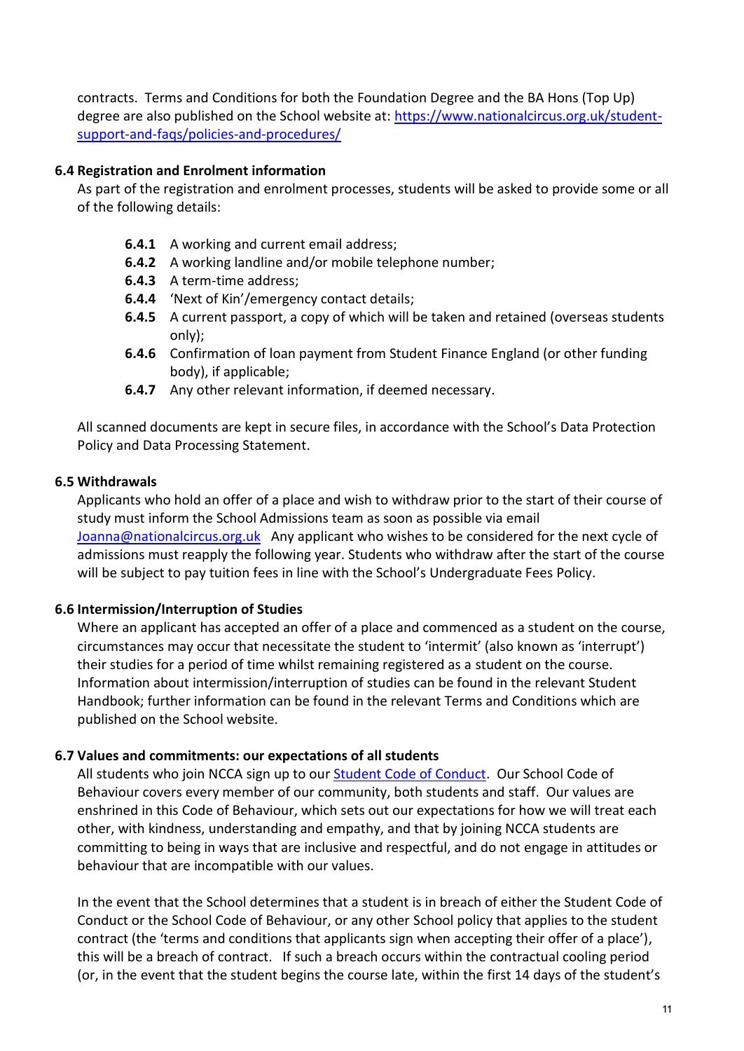contracts. Terms and Conditions for both the Foundation Degree and the BA Hons (Top Up) degree are also published on the School website at: [https://www.nationalcircus.org.uk/student-support-and-faqs/policies-and-procedures/](https://www.nationalcircus.org.uk/student-support-and-faqs/policies-and-procedures/)

### 6.4 Registration and Enrolment information

As part of the registration and enrolment processes, students will be asked to provide some or all of the following details:

- **6.4.1** A working and current email address;
- **6.4.2** A working landline and/or mobile telephone number;
- **6.4.3** A term-time address;
- **6.4.4** 'Next of Kin'/emergency contact details;
- **6.4.5** A current passport, a copy of which will be taken and retained (overseas students only);
- **6.4.6** Confirmation of loan payment from Student Finance England (or other funding body), if applicable;
- **6.4.7** Any other relevant information, if deemed necessary.

All scanned documents are kept in secure files, in accordance with the School's Data Protection Policy and Data Processing Statement.

### 6.5 Withdrawals

Applicants who hold an offer of a place and wish to withdraw prior to the start of their course of study must inform the School Admissions team as soon as possible via email [Joanna@nationalcircus.org.uk](mailto:Joanna@nationalcircus.org.uk) Any applicant who wishes to be considered for the next cycle of admissions must reapply the following year. Students who withdraw after the start of the course will be subject to pay tuition fees in line with the School's Undergraduate Fees Policy.

### 6.6 Intermission/Interruption of Studies

Where an applicant has accepted an offer of a place and commenced as a student on the course, circumstances may occur that necessitate the student to 'intermit' (also known as 'interrupt') their studies for a period of time whilst remaining registered as a student on the course. Information about intermission/interruption of studies can be found in the relevant Student Handbook; further information can be found in the relevant Terms and Conditions which are published on the School website.

### 6.7 Values and commitments: our expectations of all students

All students who join NCCA sign up to our Student Code of Conduct. Our School Code of Behaviour covers every member of our community, both students and staff. Our values are enshrined in this Code of Behaviour, which sets out our expectations for how we will treat each other, with kindness, understanding and empathy, and that by joining NCCA students are committing to being in ways that are inclusive and respectful, and do not engage in attitudes or behaviour that are incompatible with our values.

In the event that the School determines that a student is in breach of either the Student Code of Conduct or the School Code of Behaviour, or any other School policy that applies to the student contract (the 'terms and conditions that applicants sign when accepting their offer of a place'), this will be a breach of contract. If such a breach occurs within the contractual cooling period (or, in the event that the student begins the course late, within the first 14 days of the student's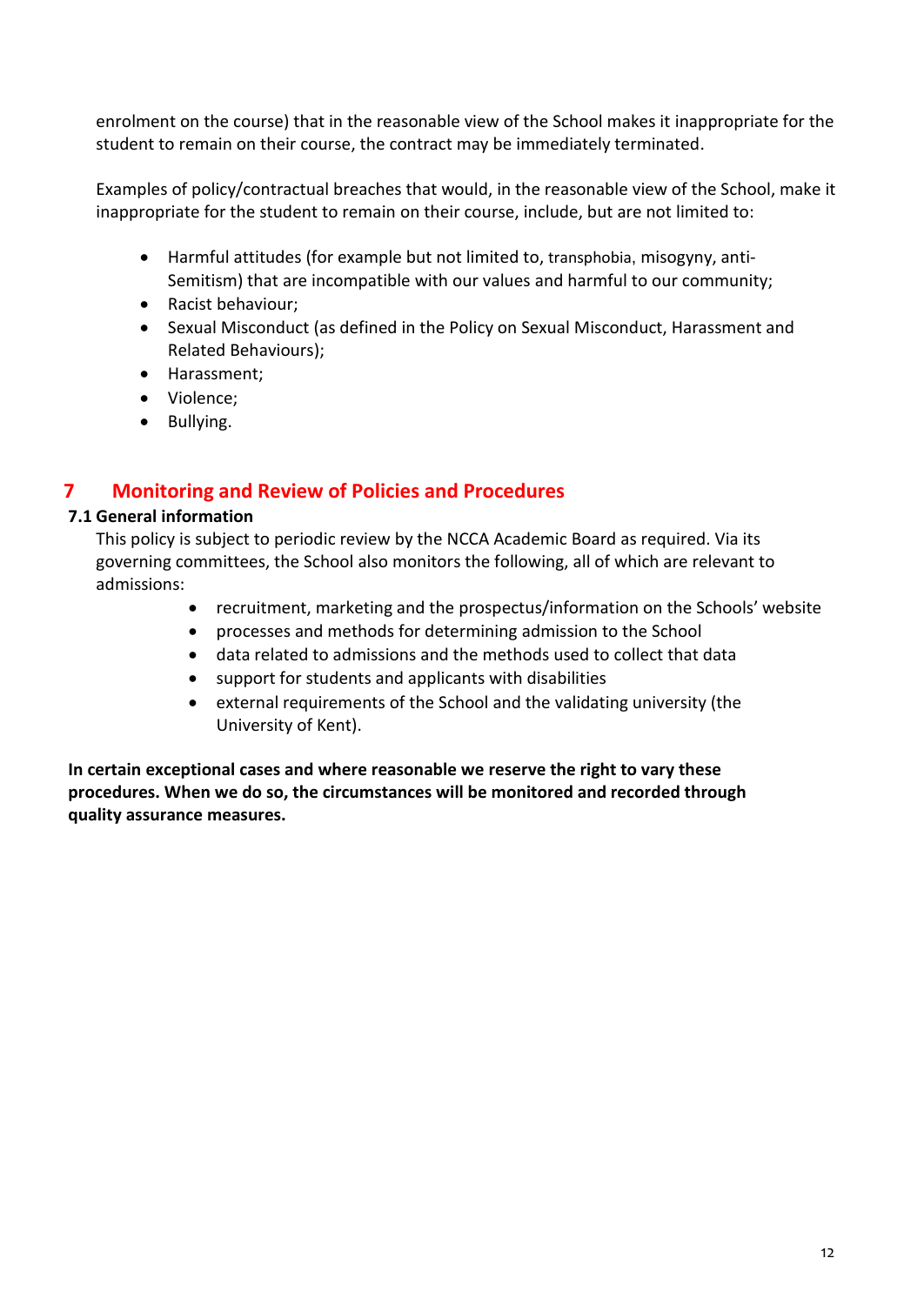enrolment on the course) that in the reasonable view of the School makes it inappropriate for the student to remain on their course, the contract may be immediately terminated.

Examples of policy/contractual breaches that would, in the reasonable view of the School, make it inappropriate for the student to remain on their course, include, but are not limited to:

- Harmful attitudes (for example but not limited to, transphobia, misogyny, anti-Semitism) that are incompatible with our values and harmful to our community;
- Racist behaviour;
- Sexual Misconduct (as defined in the Policy on Sexual Misconduct, Harassment and Related Behaviours);
- Harassment;
- Violence;
- Bullying.

## 7 Monitoring and Review of Policies and Procedures

### 7.1 General information

This policy is subject to periodic review by the NCCA Academic Board as required. Via its governing committees, the School also monitors the following, all of which are relevant to admissions:

- recruitment, marketing and the prospectus/information on the Schools' website
- processes and methods for determining admission to the School
- data related to admissions and the methods used to collect that data
- support for students and applicants with disabilities
- external requirements of the School and the validating university (the University of Kent).

**In certain exceptional cases and where reasonable we reserve the right to vary these procedures. When we do so, the circumstances will be monitored and recorded through quality assurance measures.**